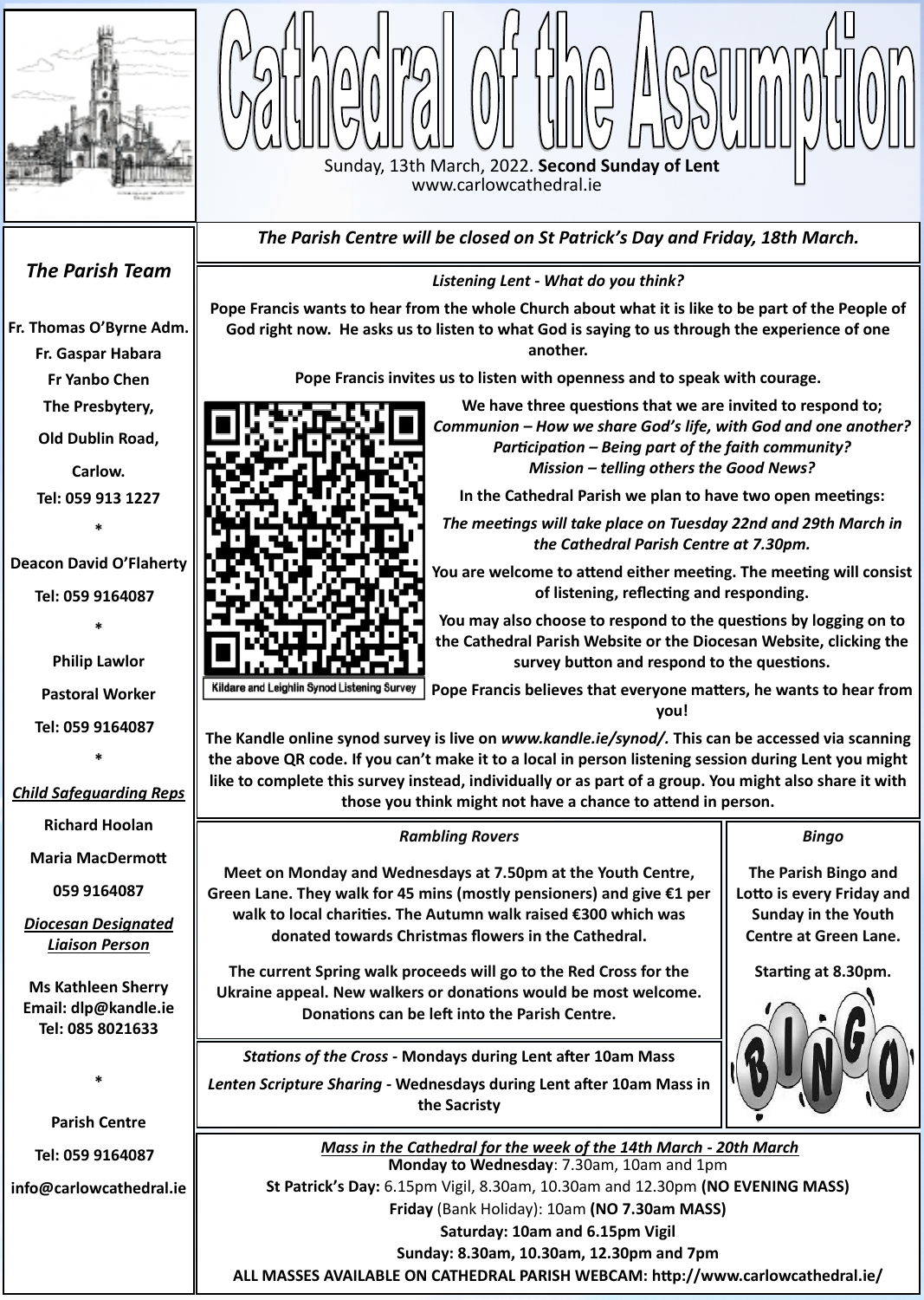# Cathedral of the Assumption

Sunday, 13th March, 2022. **Second Sunday of Lent**
www.carlowcathedral.ie

## *The Parish Team*

**Fr. Thomas O'Byrne Adm.**
**Fr. Gaspar Habara**
**Fr Yanbo Chen**
**The Presbytery,**
**Old Dublin Road,**
**Carlow.**
**Tel: 059 913 1227**

*

**Deacon David O'Flaherty**
**Tel: 059 9164087**

*

**Philip Lawlor**
**Pastoral Worker**
**Tel: 059 9164087**

*

***Child Safeguarding Reps***
**Richard Hoolan**
**Maria MacDermott**
**059 9164087**

***Diocesan Designated Liaison Person***
**Ms Kathleen Sherry**
**Email: dlp@kandle.ie**
**Tel: 085 8021633**

*

**Parish Centre**
**Tel: 059 9164087**
**info@carlowcathedral.ie**

---

***The Parish Centre will be closed on St Patrick's Day and Friday, 18th March.***

### *Listening Lent - What do you think?*

**Pope Francis wants to hear from the whole Church about what it is like to be part of the People of God right now. He asks us to listen to what God is saying to us through the experience of one another.**

**Pope Francis invites us to listen with openness and to speak with courage.**

**We have three questions that we are invited to respond to;**
***Communion – How we share God's life, with God and one another?***
***Participation – Being part of the faith community?***
***Mission – telling others the Good News?***

**In the Cathedral Parish we plan to have two open meetings:**

***The meetings will take place on Tuesday 22nd and 29th March in the Cathedral Parish Centre at 7.30pm.***

**You are welcome to attend either meeting. The meeting will consist of listening, reflecting and responding.**

**You may also choose to respond to the questions by logging on to the Cathedral Parish Website or the Diocesan Website, clicking the survey button and respond to the questions.**

Kildare and Leighlin Synod Listening Survey

**Pope Francis believes that everyone matters, he wants to hear from you!**

**The Kandle online synod survey is live on *www.kandle.ie/synod/*. This can be accessed via scanning the above QR code. If you can't make it to a local in person listening session during Lent you might like to complete this survey instead, individually or as part of a group. You might also share it with those you think might not have a chance to attend in person.**

### *Rambling Rovers*

**Meet on Monday and Wednesdays at 7.50pm at the Youth Centre, Green Lane. They walk for 45 mins (mostly pensioners) and give €1 per walk to local charities. The Autumn walk raised €300 which was donated towards Christmas flowers in the Cathedral.**

**The current Spring walk proceeds will go to the Red Cross for the Ukraine appeal. New walkers or donations would be most welcome. Donations can be left into the Parish Centre.**

### *Bingo*

**The Parish Bingo and Lotto is every Friday and Sunday in the Youth Centre at Green Lane.**

**Starting at 8.30pm.**

***Stations of the Cross* - Mondays during Lent after 10am Mass**

***Lenten Scripture Sharing* - Wednesdays during Lent after 10am Mass in the Sacristy**

### ***Mass in the Cathedral for the week of the 14th March - 20th March***

**Monday to Wednesday**: 7.30am, 10am and 1pm
**St Patrick's Day:** 6.15pm Vigil, 8.30am, 10.30am and 12.30pm **(NO EVENING MASS)**
**Friday** (Bank Holiday): 10am **(NO 7.30am MASS)**
**Saturday: 10am and 6.15pm Vigil**
**Sunday: 8.30am, 10.30am, 12.30pm and 7pm**
**ALL MASSES AVAILABLE ON CATHEDRAL PARISH WEBCAM: http://www.carlowcathedral.ie/**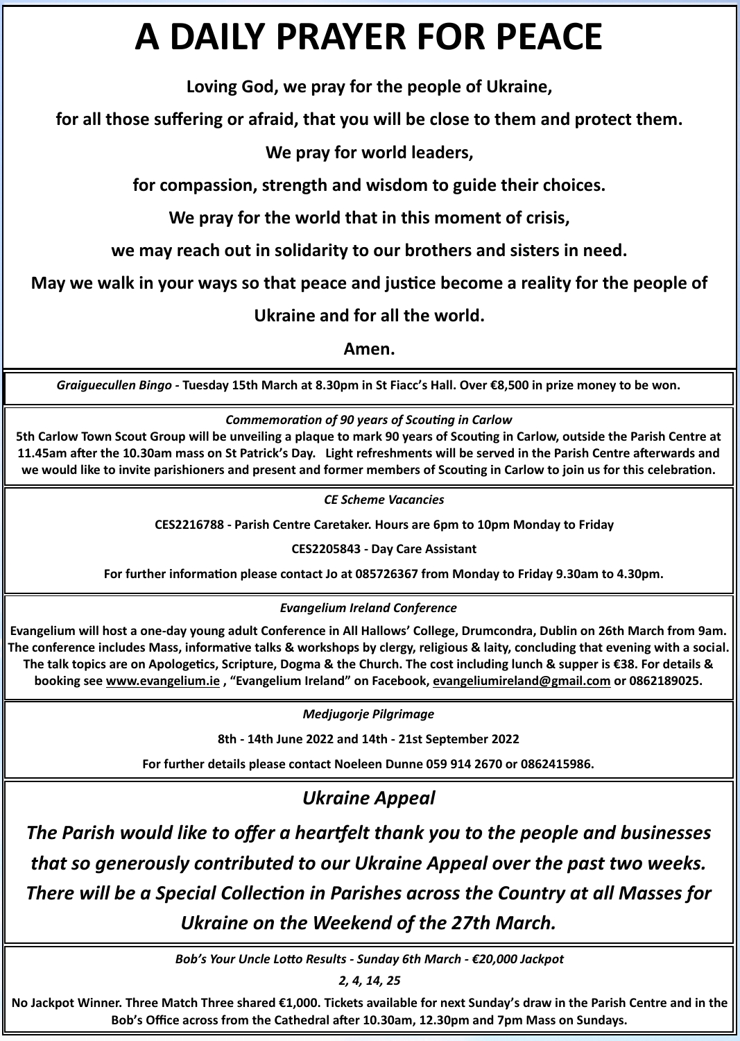# A DAILY PRAYER FOR PEACE

**Loving God, we pray for the people of Ukraine,**

**for all those suffering or afraid, that you will be close to them and protect them.**

**We pray for world leaders,**

**for compassion, strength and wisdom to guide their choices.**

**We pray for the world that in this moment of crisis,**

**we may reach out in solidarity to our brothers and sisters in need.**

**May we walk in your ways so that peace and justice become a reality for the people of Ukraine and for all the world.**

**Amen.**

***Graiguecullen Bingo*** **- Tuesday 15th March at 8.30pm in St Fiacc's Hall. Over €8,500 in prize money to be won.**

***Commemoration of 90 years of Scouting in Carlow***

**5th Carlow Town Scout Group will be unveiling a plaque to mark 90 years of Scouting in Carlow, outside the Parish Centre at 11.45am after the 10.30am mass on St Patrick's Day. Light refreshments will be served in the Parish Centre afterwards and we would like to invite parishioners and present and former members of Scouting in Carlow to join us for this celebration.**

***CE Scheme Vacancies***

**CES2216788 - Parish Centre Caretaker. Hours are 6pm to 10pm Monday to Friday**

**CES2205843 - Day Care Assistant**

**For further information please contact Jo at 085726367 from Monday to Friday 9.30am to 4.30pm.**

***Evangelium Ireland Conference***

**Evangelium will host a one-day young adult Conference in All Hallows' College, Drumcondra, Dublin on 26th March from 9am. The conference includes Mass, informative talks & workshops by clergy, religious & laity, concluding that evening with a social. The talk topics are on Apologetics, Scripture, Dogma & the Church. The cost including lunch & supper is €38. For details & booking see www.evangelium.ie , "Evangelium Ireland" on Facebook, evangeliumireland@gmail.com or 0862189025.**

***Medjugorje Pilgrimage***

**8th - 14th June 2022 and 14th - 21st September 2022**

**For further details please contact Noeleen Dunne 059 914 2670 or 0862415986.**

## *Ukraine Appeal*

***The Parish would like to offer a heartfelt thank you to the people and businesses that so generously contributed to our Ukraine Appeal over the past two weeks. There will be a Special Collection in Parishes across the Country at all Masses for Ukraine on the Weekend of the 27th March.***

***Bob's Your Uncle Lotto Results - Sunday 6th March - €20,000 Jackpot***

***2, 4, 14, 25***

**No Jackpot Winner. Three Match Three shared €1,000. Tickets available for next Sunday's draw in the Parish Centre and in the Bob's Office across from the Cathedral after 10.30am, 12.30pm and 7pm Mass on Sundays.**